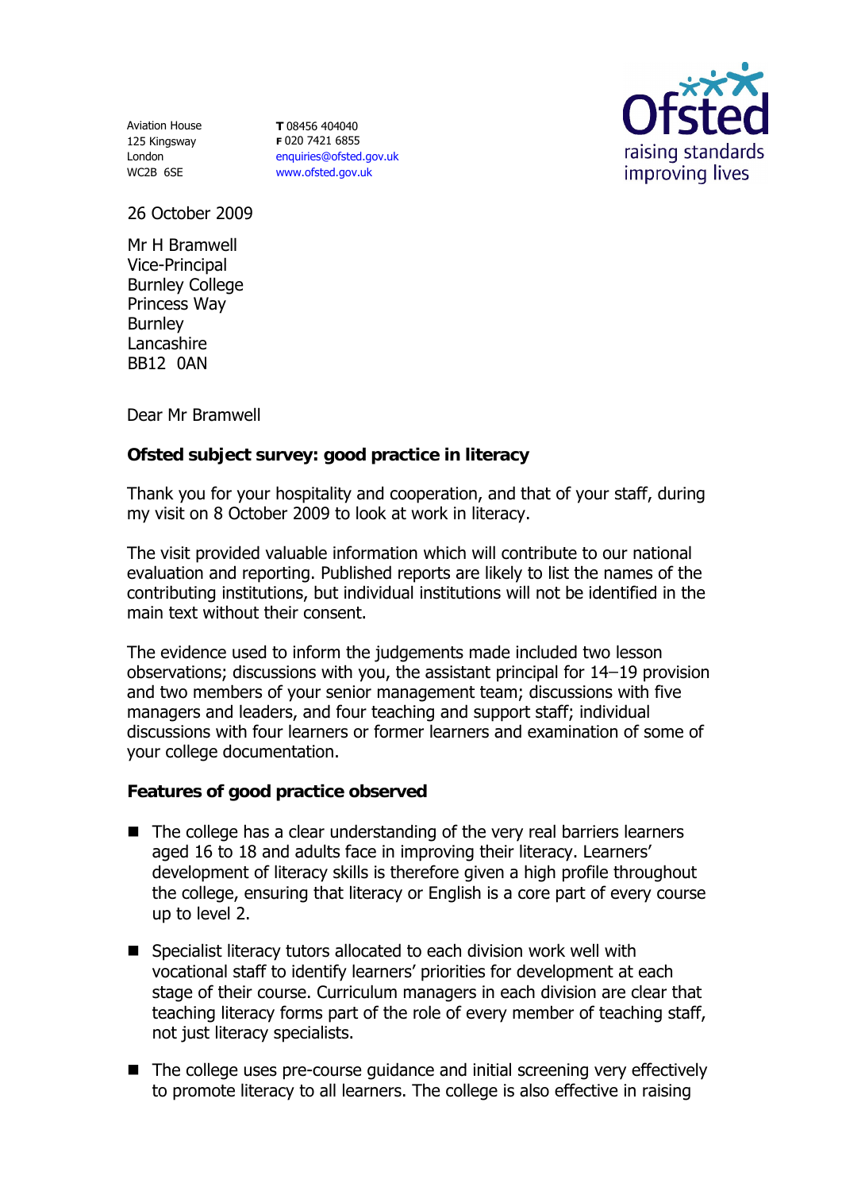Aviation House
125 Kingsway
London
WC2B 6SE

**T** 08456 404040
**F** 020 7421 6855
enquiries@ofsted.gov.uk
www.ofsted.gov.uk

Ofsted
raising standards
improving lives

26 October 2009

Mr H Bramwell
Vice-Principal
Burnley College
Princess Way
Burnley
Lancashire
BB12 0AN

Dear Mr Bramwell

**Ofsted subject survey: good practice in literacy**

Thank you for your hospitality and cooperation, and that of your staff, during my visit on 8 October 2009 to look at work in literacy.

The visit provided valuable information which will contribute to our national evaluation and reporting. Published reports are likely to list the names of the contributing institutions, but individual institutions will not be identified in the main text without their consent.

The evidence used to inform the judgements made included two lesson observations; discussions with you, the assistant principal for 14–19 provision and two members of your senior management team; discussions with five managers and leaders, and four teaching and support staff; individual discussions with four learners or former learners and examination of some of your college documentation.

**Features of good practice observed**

- The college has a clear understanding of the very real barriers learners aged 16 to 18 and adults face in improving their literacy. Learners' development of literacy skills is therefore given a high profile throughout the college, ensuring that literacy or English is a core part of every course up to level 2.
- Specialist literacy tutors allocated to each division work well with vocational staff to identify learners' priorities for development at each stage of their course. Curriculum managers in each division are clear that teaching literacy forms part of the role of every member of teaching staff, not just literacy specialists.
- The college uses pre-course guidance and initial screening very effectively to promote literacy to all learners. The college is also effective in raising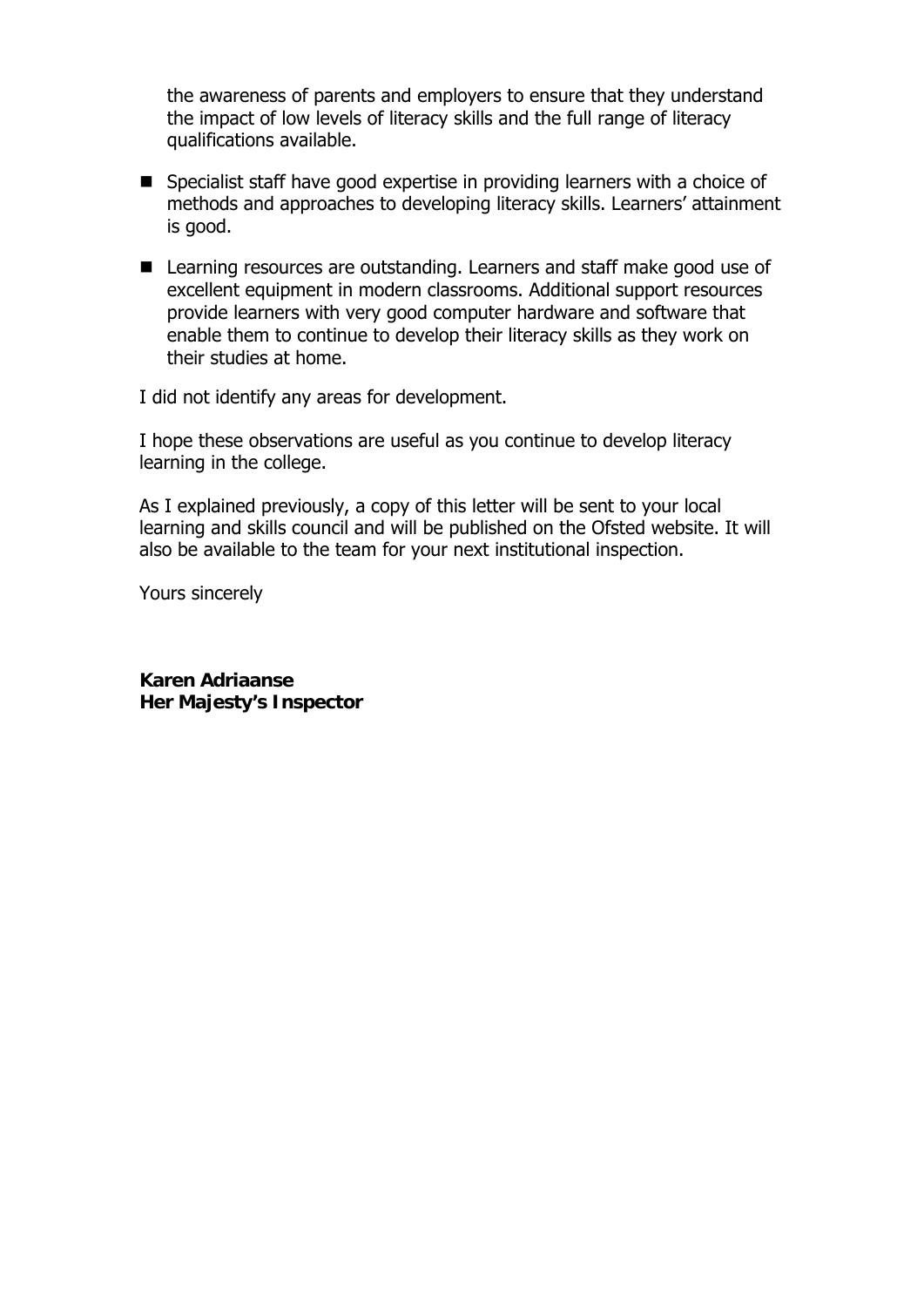the awareness of parents and employers to ensure that they understand the impact of low levels of literacy skills and the full range of literacy qualifications available.

- Specialist staff have good expertise in providing learners with a choice of methods and approaches to developing literacy skills. Learners' attainment is good.
- Learning resources are outstanding. Learners and staff make good use of excellent equipment in modern classrooms. Additional support resources provide learners with very good computer hardware and software that enable them to continue to develop their literacy skills as they work on their studies at home.

I did not identify any areas for development.

I hope these observations are useful as you continue to develop literacy learning in the college.

As I explained previously, a copy of this letter will be sent to your local learning and skills council and will be published on the Ofsted website. It will also be available to the team for your next institutional inspection.

Yours sincerely

**Karen Adriaanse**
**Her Majesty's Inspector**